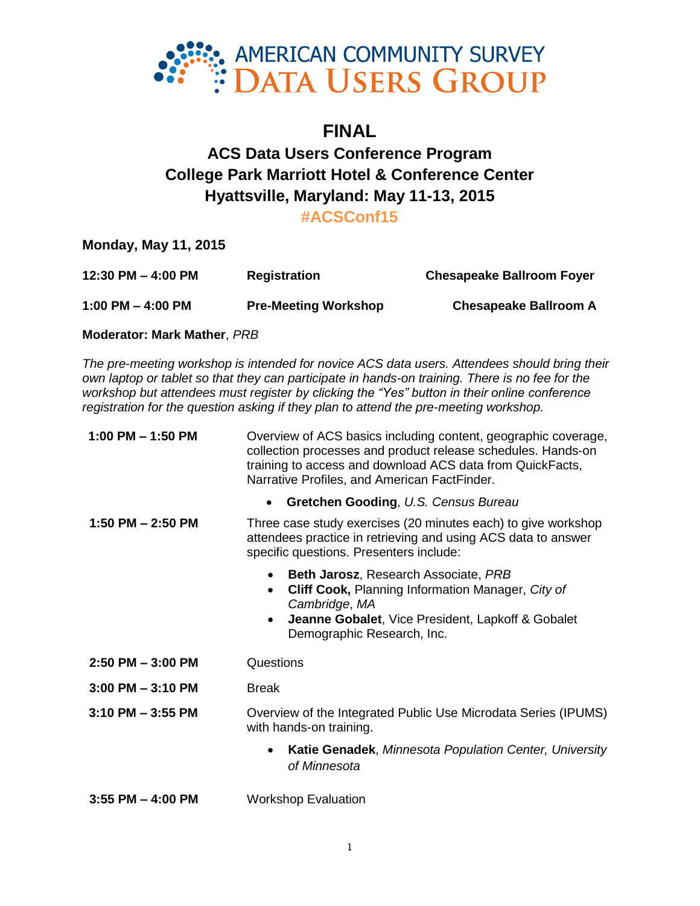AMERICAN COMMUNITY SURVEY
DATA USERS GROUP

# FINAL

## ACS Data Users Conference Program
## College Park Marriott Hotel & Conference Center
## Hyattsville, Maryland: May 11-13, 2015

**#ACSConf15**

### Monday, May 11, 2015

**12:30 PM – 4:00 PM** | **Registration** | **Chesapeake Ballroom Foyer**

**1:00 PM – 4:00 PM** | **Pre-Meeting Workshop** | **Chesapeake Ballroom A**

**Moderator: Mark Mather**, *PRB*

*The pre-meeting workshop is intended for novice ACS data users. Attendees should bring their own laptop or tablet so that they can participate in hands-on training. There is no fee for the workshop but attendees must register by clicking the "Yes" button in their online conference registration for the question asking if they plan to attend the pre-meeting workshop.*

**1:00 PM – 1:50 PM**

Overview of ACS basics including content, geographic coverage, collection processes and product release schedules. Hands-on training to access and download ACS data from QuickFacts, Narrative Profiles, and American FactFinder.

- **Gretchen Gooding**, *U.S. Census Bureau*

**1:50 PM – 2:50 PM**

Three case study exercises (20 minutes each) to give workshop attendees practice in retrieving and using ACS data to answer specific questions. Presenters include:

- **Beth Jarosz**, Research Associate, *PRB*
- **Cliff Cook,** Planning Information Manager, *City of Cambridge*, *MA*
- **Jeanne Gobalet**, Vice President, Lapkoff & Gobalet Demographic Research, Inc.

**2:50 PM – 3:00 PM**

Questions

**3:00 PM – 3:10 PM**

Break

**3:10 PM – 3:55 PM**

Overview of the Integrated Public Use Microdata Series (IPUMS) with hands-on training.

- **Katie Genadek**, *Minnesota Population Center, University of Minnesota*

**3:55 PM – 4:00 PM**

Workshop Evaluation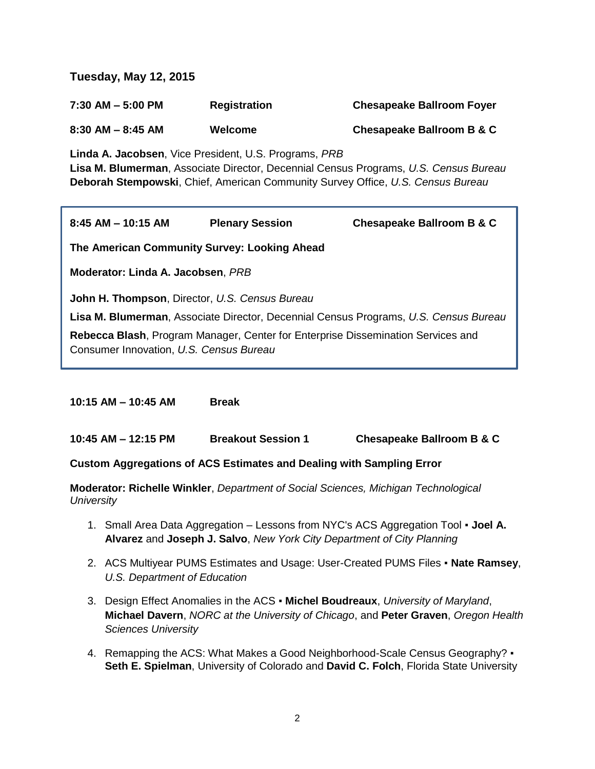## Tuesday, May 12, 2015

| | | |
|---|---|---|
| **7:30 AM – 5:00 PM** | **Registration** | **Chesapeake Ballroom Foyer** |
| **8:30 AM – 8:45 AM** | **Welcome** | **Chesapeake Ballroom B & C** |

**Linda A. Jacobsen**, Vice President, U.S. Programs, *PRB*
**Lisa M. Blumerman**, Associate Director, Decennial Census Programs, *U.S. Census Bureau*
**Deborah Stempowski**, Chief, American Community Survey Office, *U.S. Census Bureau*

| | | |
|---|---|---|
| **8:45 AM – 10:15 AM** | **Plenary Session** | **Chesapeake Ballroom B & C** |

**The American Community Survey: Looking Ahead**

**Moderator: Linda A. Jacobsen**, *PRB*

**John H. Thompson**, Director, *U.S. Census Bureau*

**Lisa M. Blumerman**, Associate Director, Decennial Census Programs, *U.S. Census Bureau*

**Rebecca Blash**, Program Manager, Center for Enterprise Dissemination Services and Consumer Innovation, *U.S. Census Bureau*

| | | |
|---|---|---|
| **10:15 AM – 10:45 AM** | **Break** | |
| **10:45 AM – 12:15 PM** | **Breakout Session 1** | **Chesapeake Ballroom B & C** |

**Custom Aggregations of ACS Estimates and Dealing with Sampling Error**

**Moderator: Richelle Winkler**, *Department of Social Sciences, Michigan Technological University*

1. Small Area Data Aggregation – Lessons from NYC's ACS Aggregation Tool ▪ **Joel A. Alvarez** and **Joseph J. Salvo**, *New York City Department of City Planning*
2. ACS Multiyear PUMS Estimates and Usage: User-Created PUMS Files ▪ **Nate Ramsey**, *U.S. Department of Education*
3. Design Effect Anomalies in the ACS ▪ **Michel Boudreaux**, *University of Maryland*, **Michael Davern**, *NORC at the University of Chicago*, and **Peter Graven**, *Oregon Health Sciences University*
4. Remapping the ACS: What Makes a Good Neighborhood-Scale Census Geography? ▪ **Seth E. Spielman**, University of Colorado and **David C. Folch**, Florida State University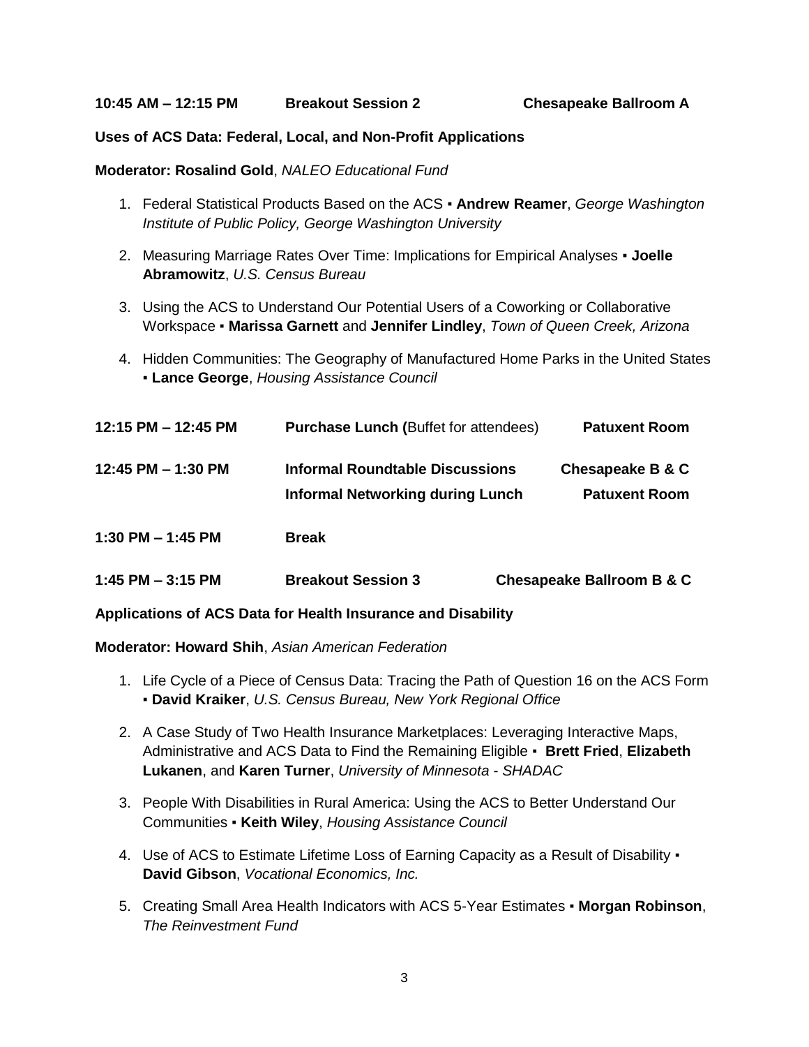**10:45 AM – 12:15 PM Breakout Session 2 Chesapeake Ballroom A**

**Uses of ACS Data: Federal, Local, and Non-Profit Applications**

**Moderator: Rosalind Gold**, *NALEO Educational Fund*

1. Federal Statistical Products Based on the ACS ▪ **Andrew Reamer**, *George Washington Institute of Public Policy, George Washington University*
2. Measuring Marriage Rates Over Time: Implications for Empirical Analyses ▪ **Joelle Abramowitz**, *U.S. Census Bureau*
3. Using the ACS to Understand Our Potential Users of a Coworking or Collaborative Workspace ▪ **Marissa Garnett** and **Jennifer Lindley**, *Town of Queen Creek, Arizona*
4. Hidden Communities: The Geography of Manufactured Home Parks in the United States ▪ **Lance George**, *Housing Assistance Council*

**12:15 PM – 12:45 PM Purchase Lunch (**Buffet for attendees) **Patuxent Room**

**12:45 PM – 1:30 PM Informal Roundtable Discussions Chesapeake B & C**

**Informal Networking during Lunch Patuxent Room**

**1:30 PM – 1:45 PM Break**

**1:45 PM – 3:15 PM Breakout Session 3 Chesapeake Ballroom B & C**

**Applications of ACS Data for Health Insurance and Disability**

**Moderator: Howard Shih**, *Asian American Federation*

1. Life Cycle of a Piece of Census Data: Tracing the Path of Question 16 on the ACS Form ▪ **David Kraiker**, *U.S. Census Bureau, New York Regional Office*
2. A Case Study of Two Health Insurance Marketplaces: Leveraging Interactive Maps, Administrative and ACS Data to Find the Remaining Eligible ▪ **Brett Fried**, **Elizabeth Lukanen**, and **Karen Turner**, *University of Minnesota - SHADAC*
3. People With Disabilities in Rural America: Using the ACS to Better Understand Our Communities ▪ **Keith Wiley**, *Housing Assistance Council*
4. Use of ACS to Estimate Lifetime Loss of Earning Capacity as a Result of Disability ▪ **David Gibson**, *Vocational Economics, Inc.*
5. Creating Small Area Health Indicators with ACS 5-Year Estimates ▪ **Morgan Robinson**, *The Reinvestment Fund*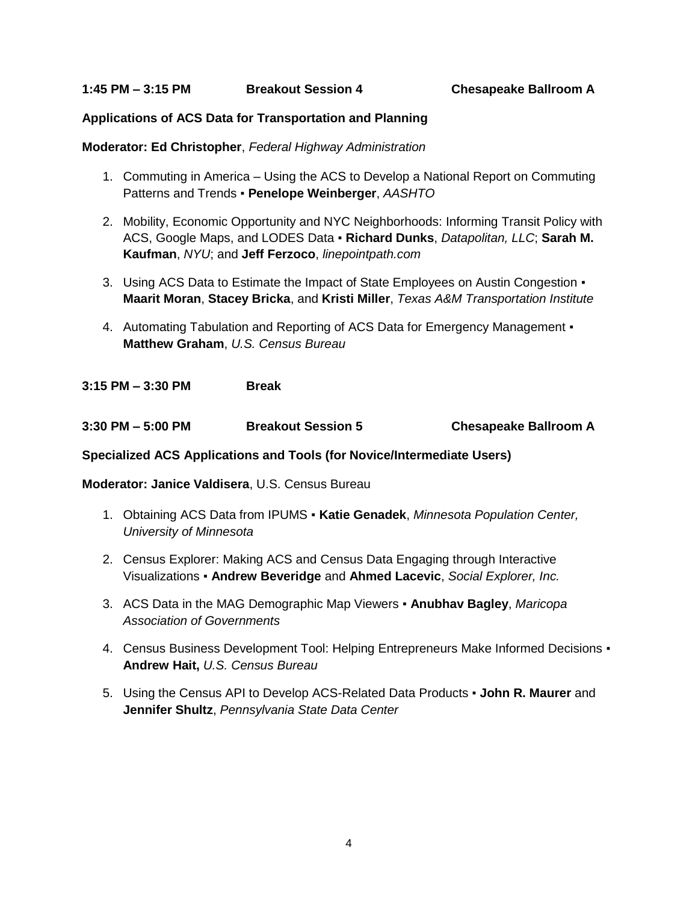**1:45 PM – 3:15 PM Breakout Session 4 Chesapeake Ballroom A**

**Applications of ACS Data for Transportation and Planning**

**Moderator: Ed Christopher**, *Federal Highway Administration*

1. Commuting in America – Using the ACS to Develop a National Report on Commuting Patterns and Trends ▪ **Penelope Weinberger**, *AASHTO*
2. Mobility, Economic Opportunity and NYC Neighborhoods: Informing Transit Policy with ACS, Google Maps, and LODES Data ▪ **Richard Dunks**, *Datapolitan, LLC*; **Sarah M. Kaufman**, *NYU*; and **Jeff Ferzoco**, *linepointpath.com*
3. Using ACS Data to Estimate the Impact of State Employees on Austin Congestion ▪ **Maarit Moran**, **Stacey Bricka**, and **Kristi Miller**, *Texas A&M Transportation Institute*
4. Automating Tabulation and Reporting of ACS Data for Emergency Management ▪ **Matthew Graham**, *U.S. Census Bureau*

**3:15 PM – 3:30 PM Break**

**3:30 PM – 5:00 PM Breakout Session 5 Chesapeake Ballroom A**

**Specialized ACS Applications and Tools (for Novice/Intermediate Users)**

**Moderator: Janice Valdisera**, U.S. Census Bureau

1. Obtaining ACS Data from IPUMS ▪ **Katie Genadek**, *Minnesota Population Center, University of Minnesota*
2. Census Explorer: Making ACS and Census Data Engaging through Interactive Visualizations ▪ **Andrew Beveridge** and **Ahmed Lacevic**, *Social Explorer, Inc.*
3. ACS Data in the MAG Demographic Map Viewers ▪ **Anubhav Bagley**, *Maricopa Association of Governments*
4. Census Business Development Tool: Helping Entrepreneurs Make Informed Decisions ▪ **Andrew Hait,** *U.S. Census Bureau*
5. Using the Census API to Develop ACS-Related Data Products ▪ **John R. Maurer** and **Jennifer Shultz**, *Pennsylvania State Data Center*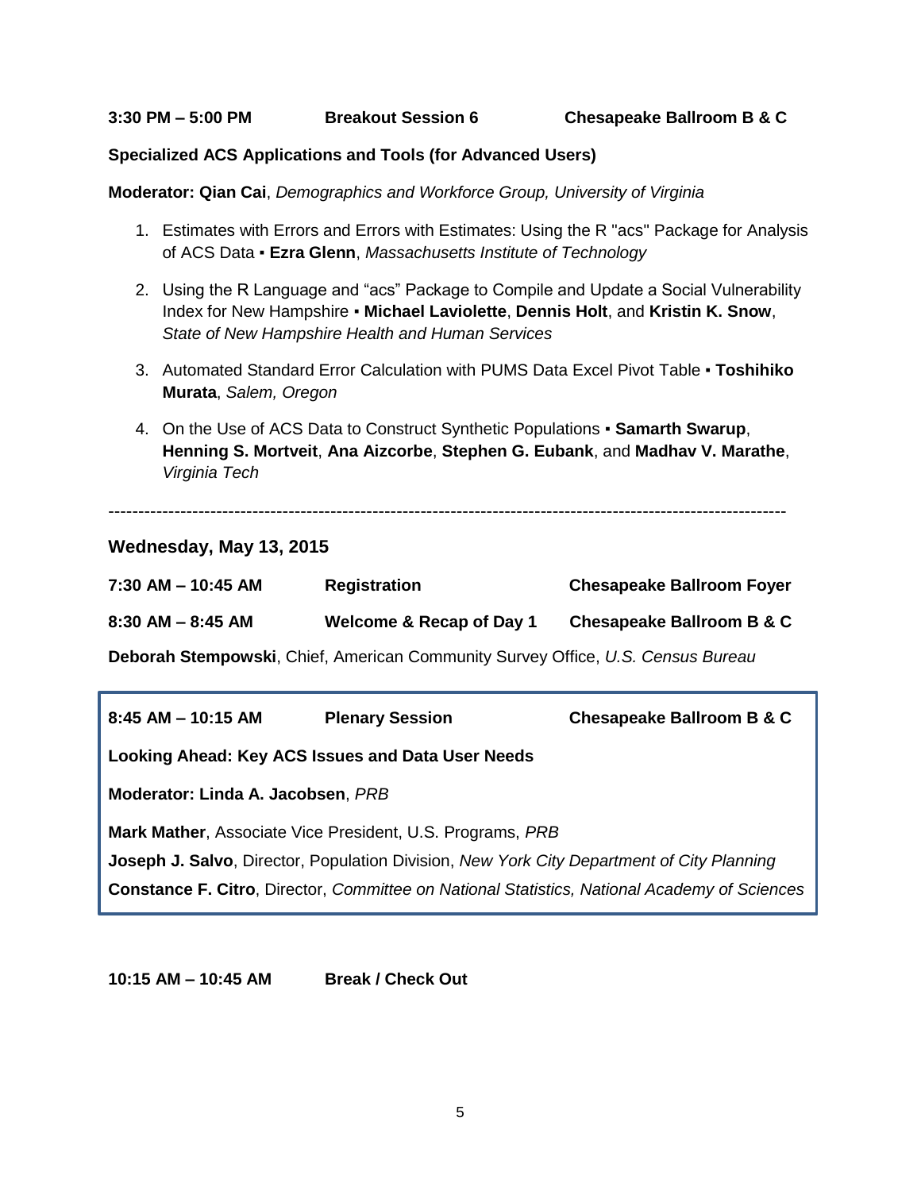**3:30 PM – 5:00 PM** **Breakout Session 6** **Chesapeake Ballroom B & C**

**Specialized ACS Applications and Tools (for Advanced Users)**

**Moderator: Qian Cai**, *Demographics and Workforce Group, University of Virginia*

1. Estimates with Errors and Errors with Estimates: Using the R "acs" Package for Analysis of ACS Data ▪ **Ezra Glenn**, *Massachusetts Institute of Technology*
2. Using the R Language and "acs" Package to Compile and Update a Social Vulnerability Index for New Hampshire ▪ **Michael Laviolette**, **Dennis Holt**, and **Kristin K. Snow**, *State of New Hampshire Health and Human Services*
3. Automated Standard Error Calculation with PUMS Data Excel Pivot Table ▪ **Toshihiko Murata**, *Salem, Oregon*
4. On the Use of ACS Data to Construct Synthetic Populations ▪ **Samarth Swarup**, **Henning S. Mortveit**, **Ana Aizcorbe**, **Stephen G. Eubank**, and **Madhav V. Marathe**, *Virginia Tech*

---

## Wednesday, May 13, 2015

**7:30 AM – 10:45 AM** **Registration** **Chesapeake Ballroom Foyer**

**8:30 AM – 8:45 AM** **Welcome & Recap of Day 1** **Chesapeake Ballroom B & C**

**Deborah Stempowski**, Chief, American Community Survey Office, *U.S. Census Bureau*

**8:45 AM – 10:15 AM** **Plenary Session** **Chesapeake Ballroom B & C**

**Looking Ahead: Key ACS Issues and Data User Needs**

**Moderator: Linda A. Jacobsen**, *PRB*

**Mark Mather**, Associate Vice President, U.S. Programs, *PRB*
**Joseph J. Salvo**, Director, Population Division, *New York City Department of City Planning*
**Constance F. Citro**, Director, *Committee on National Statistics, National Academy of Sciences*

**10:15 AM – 10:45 AM** **Break / Check Out**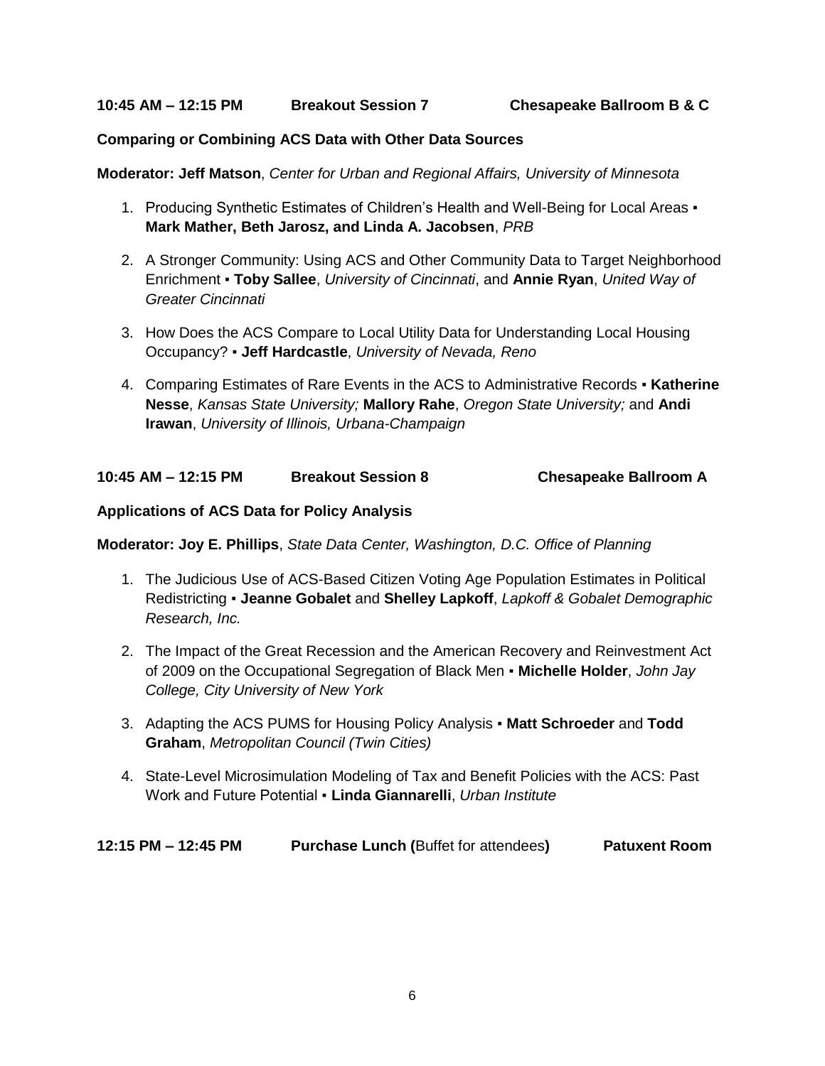**10:45 AM – 12:15 PM Breakout Session 7 Chesapeake Ballroom B & C**

**Comparing or Combining ACS Data with Other Data Sources**

**Moderator: Jeff Matson**, *Center for Urban and Regional Affairs, University of Minnesota*

1. Producing Synthetic Estimates of Children's Health and Well-Being for Local Areas ▪ **Mark Mather, Beth Jarosz, and Linda A. Jacobsen**, *PRB*

2. A Stronger Community: Using ACS and Other Community Data to Target Neighborhood Enrichment ▪ **Toby Sallee**, *University of Cincinnati*, and **Annie Ryan**, *United Way of Greater Cincinnati*

3. How Does the ACS Compare to Local Utility Data for Understanding Local Housing Occupancy? ▪ **Jeff Hardcastle**, *University of Nevada, Reno*

4. Comparing Estimates of Rare Events in the ACS to Administrative Records ▪ **Katherine Nesse**, *Kansas State University;* **Mallory Rahe**, *Oregon State University;* and **Andi Irawan**, *University of Illinois, Urbana-Champaign*

**10:45 AM – 12:15 PM Breakout Session 8 Chesapeake Ballroom A**

**Applications of ACS Data for Policy Analysis**

**Moderator: Joy E. Phillips**, *State Data Center, Washington, D.C. Office of Planning*

1. The Judicious Use of ACS-Based Citizen Voting Age Population Estimates in Political Redistricting ▪ **Jeanne Gobalet** and **Shelley Lapkoff**, *Lapkoff & Gobalet Demographic Research, Inc.*

2. The Impact of the Great Recession and the American Recovery and Reinvestment Act of 2009 on the Occupational Segregation of Black Men ▪ **Michelle Holder**, *John Jay College, City University of New York*

3. Adapting the ACS PUMS for Housing Policy Analysis ▪ **Matt Schroeder** and **Todd Graham**, *Metropolitan Council (Twin Cities)*

4. State-Level Microsimulation Modeling of Tax and Benefit Policies with the ACS: Past Work and Future Potential ▪ **Linda Giannarelli**, *Urban Institute*

**12:15 PM – 12:45 PM Purchase Lunch (**Buffet for attendees**) Patuxent Room**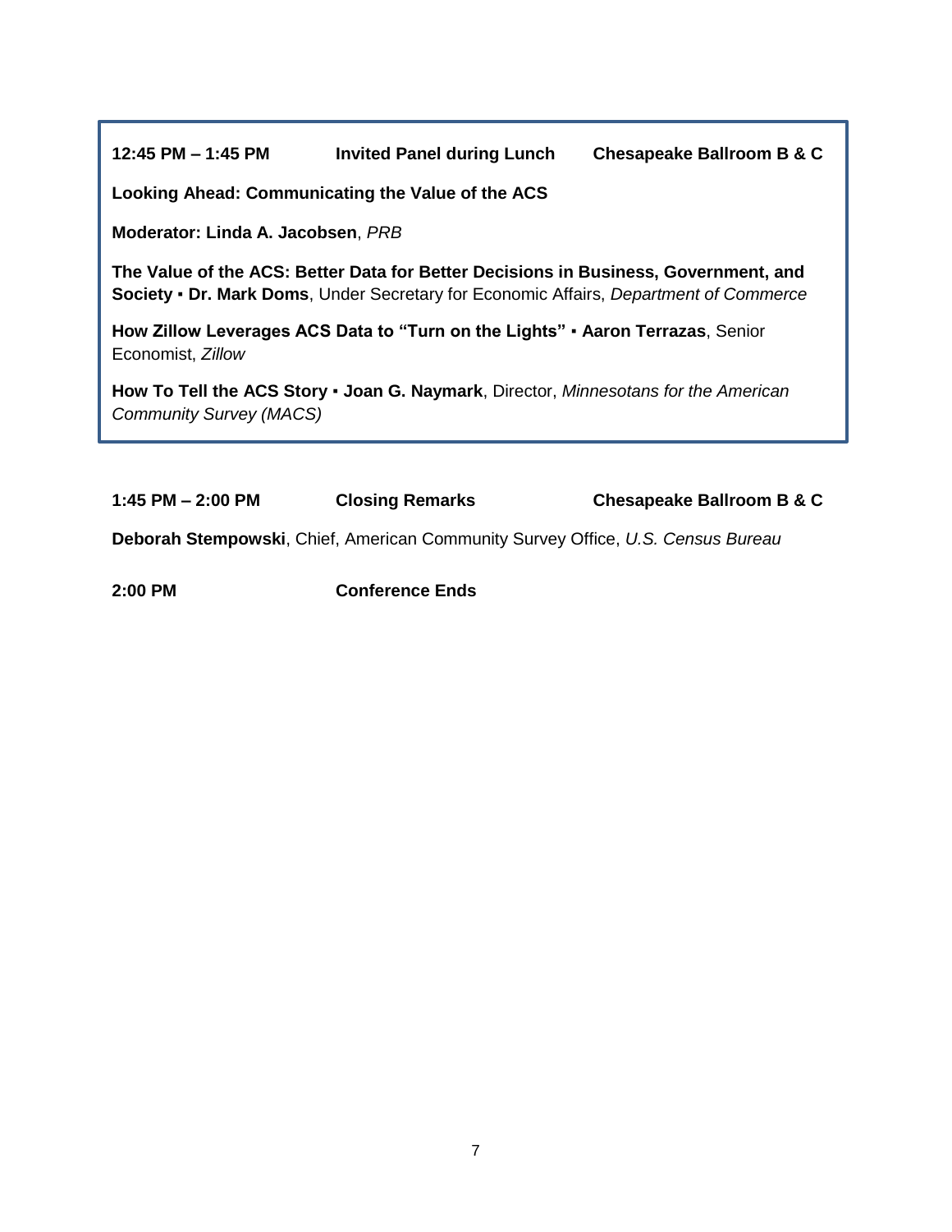**12:45 PM – 1:45 PM** **Invited Panel during Lunch** **Chesapeake Ballroom B & C**

**Looking Ahead: Communicating the Value of the ACS**

**Moderator: Linda A. Jacobsen**, *PRB*

**The Value of the ACS: Better Data for Better Decisions in Business, Government, and Society ▪ Dr. Mark Doms**, Under Secretary for Economic Affairs, *Department of Commerce*

**How Zillow Leverages ACS Data to "Turn on the Lights" ▪ Aaron Terrazas**, Senior Economist, *Zillow*

**How To Tell the ACS Story ▪ Joan G. Naymark**, Director, *Minnesotans for the American Community Survey (MACS)*

**1:45 PM – 2:00 PM** **Closing Remarks** **Chesapeake Ballroom B & C**

**Deborah Stempowski**, Chief, American Community Survey Office, *U.S. Census Bureau*

**2:00 PM** **Conference Ends**